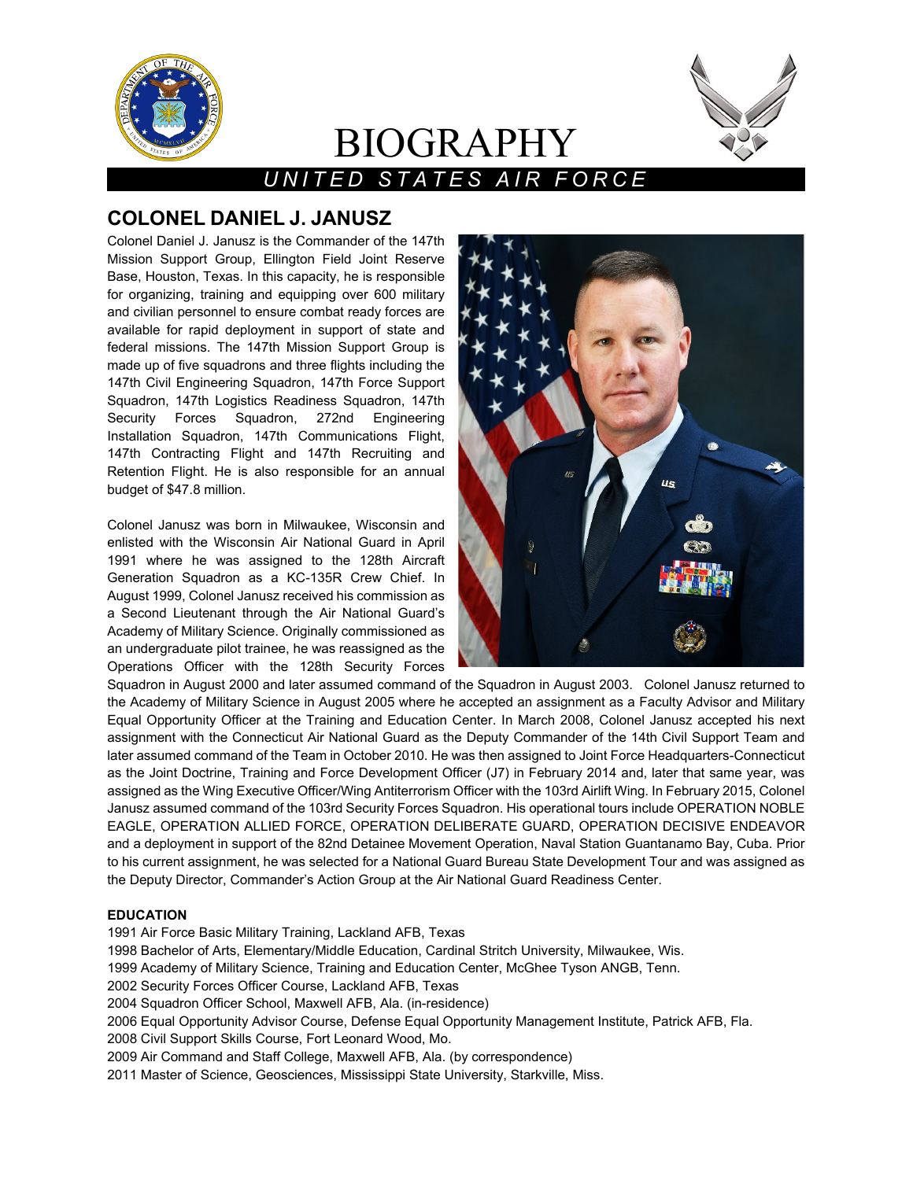# BIOGRAPHY

*UNITED STATES AIR FORCE*

## COLONEL DANIEL J. JANUSZ

Colonel Daniel J. Janusz is the Commander of the 147th Mission Support Group, Ellington Field Joint Reserve Base, Houston, Texas. In this capacity, he is responsible for organizing, training and equipping over 600 military and civilian personnel to ensure combat ready forces are available for rapid deployment in support of state and federal missions. The 147th Mission Support Group is made up of five squadrons and three flights including the 147th Civil Engineering Squadron, 147th Force Support Squadron, 147th Logistics Readiness Squadron, 147th Security Forces Squadron, 272nd Engineering Installation Squadron, 147th Communications Flight, 147th Contracting Flight and 147th Recruiting and Retention Flight. He is also responsible for an annual budget of $47.8 million.

Colonel Janusz was born in Milwaukee, Wisconsin and enlisted with the Wisconsin Air National Guard in April 1991 where he was assigned to the 128th Aircraft Generation Squadron as a KC-135R Crew Chief. In August 1999, Colonel Janusz received his commission as a Second Lieutenant through the Air National Guard's Academy of Military Science. Originally commissioned as an undergraduate pilot trainee, he was reassigned as the Operations Officer with the 128th Security Forces Squadron in August 2000 and later assumed command of the Squadron in August 2003. Colonel Janusz returned to the Academy of Military Science in August 2005 where he accepted an assignment as a Faculty Advisor and Military Equal Opportunity Officer at the Training and Education Center. In March 2008, Colonel Janusz accepted his next assignment with the Connecticut Air National Guard as the Deputy Commander of the 14th Civil Support Team and later assumed command of the Team in October 2010. He was then assigned to Joint Force Headquarters-Connecticut as the Joint Doctrine, Training and Force Development Officer (J7) in February 2014 and, later that same year, was assigned as the Wing Executive Officer/Wing Antiterrorism Officer with the 103rd Airlift Wing. In February 2015, Colonel Janusz assumed command of the 103rd Security Forces Squadron. His operational tours include OPERATION NOBLE EAGLE, OPERATION ALLIED FORCE, OPERATION DELIBERATE GUARD, OPERATION DECISIVE ENDEAVOR and a deployment in support of the 82nd Detainee Movement Operation, Naval Station Guantanamo Bay, Cuba. Prior to his current assignment, he was selected for a National Guard Bureau State Development Tour and was assigned as the Deputy Director, Commander's Action Group at the Air National Guard Readiness Center.

### EDUCATION

1991 Air Force Basic Military Training, Lackland AFB, Texas
1998 Bachelor of Arts, Elementary/Middle Education, Cardinal Stritch University, Milwaukee, Wis.
1999 Academy of Military Science, Training and Education Center, McGhee Tyson ANGB, Tenn.
2002 Security Forces Officer Course, Lackland AFB, Texas
2004 Squadron Officer School, Maxwell AFB, Ala. (in-residence)
2006 Equal Opportunity Advisor Course, Defense Equal Opportunity Management Institute, Patrick AFB, Fla.
2008 Civil Support Skills Course, Fort Leonard Wood, Mo.
2009 Air Command and Staff College, Maxwell AFB, Ala. (by correspondence)
2011 Master of Science, Geosciences, Mississippi State University, Starkville, Miss.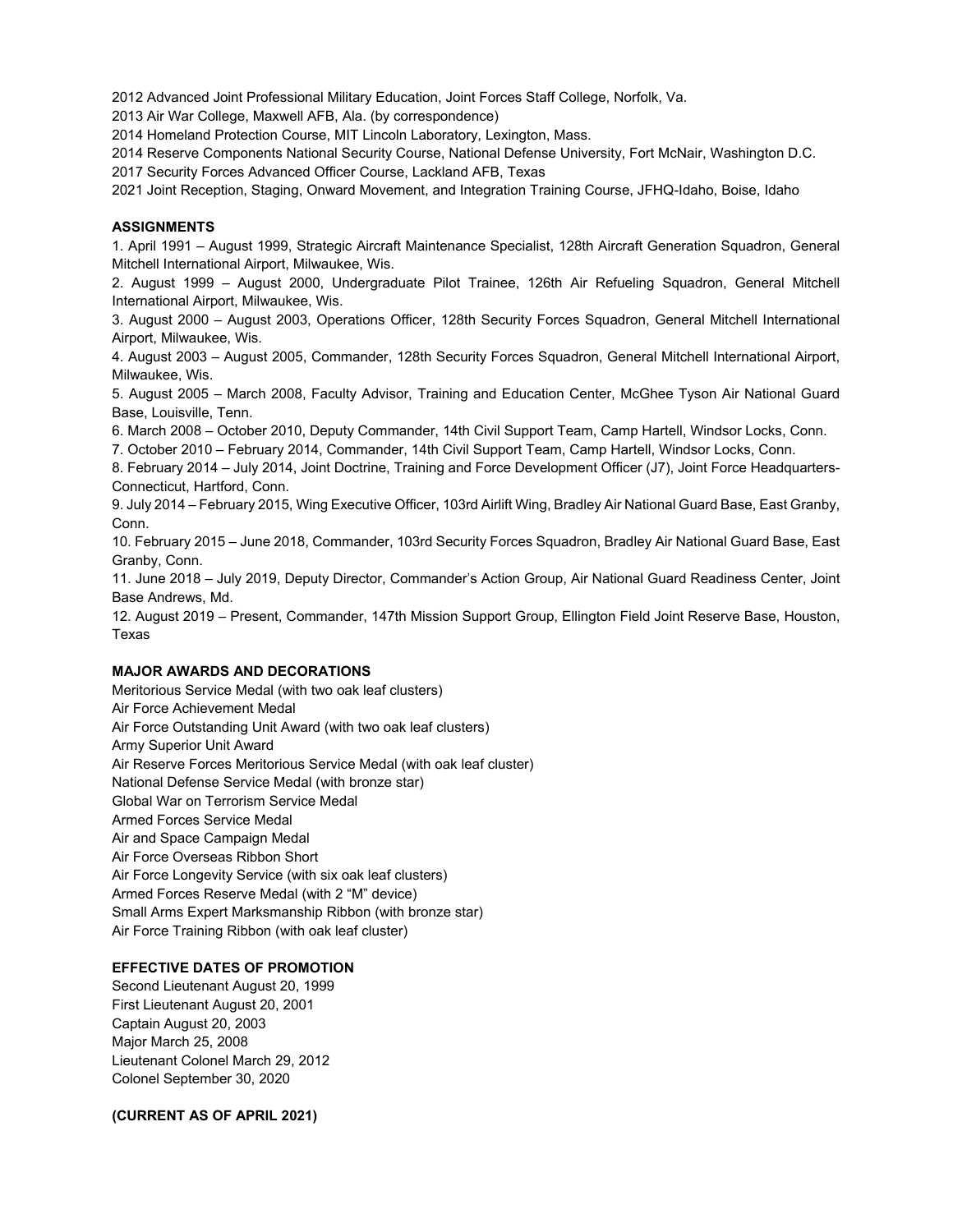2012 Advanced Joint Professional Military Education, Joint Forces Staff College, Norfolk, Va.
2013 Air War College, Maxwell AFB, Ala. (by correspondence)
2014 Homeland Protection Course, MIT Lincoln Laboratory, Lexington, Mass.
2014 Reserve Components National Security Course, National Defense University, Fort McNair, Washington D.C.
2017 Security Forces Advanced Officer Course, Lackland AFB, Texas
2021 Joint Reception, Staging, Onward Movement, and Integration Training Course, JFHQ-Idaho, Boise, Idaho

**ASSIGNMENTS**

1. April 1991 – August 1999, Strategic Aircraft Maintenance Specialist, 128th Aircraft Generation Squadron, General Mitchell International Airport, Milwaukee, Wis.
2. August 1999 – August 2000, Undergraduate Pilot Trainee, 126th Air Refueling Squadron, General Mitchell International Airport, Milwaukee, Wis.
3. August 2000 – August 2003, Operations Officer, 128th Security Forces Squadron, General Mitchell International Airport, Milwaukee, Wis.
4. August 2003 – August 2005, Commander, 128th Security Forces Squadron, General Mitchell International Airport, Milwaukee, Wis.
5. August 2005 – March 2008, Faculty Advisor, Training and Education Center, McGhee Tyson Air National Guard Base, Louisville, Tenn.
6. March 2008 – October 2010, Deputy Commander, 14th Civil Support Team, Camp Hartell, Windsor Locks, Conn.
7. October 2010 – February 2014, Commander, 14th Civil Support Team, Camp Hartell, Windsor Locks, Conn.
8. February 2014 – July 2014, Joint Doctrine, Training and Force Development Officer (J7), Joint Force Headquarters-Connecticut, Hartford, Conn.
9. July 2014 – February 2015, Wing Executive Officer, 103rd Airlift Wing, Bradley Air National Guard Base, East Granby, Conn.
10. February 2015 – June 2018, Commander, 103rd Security Forces Squadron, Bradley Air National Guard Base, East Granby, Conn.
11. June 2018 – July 2019, Deputy Director, Commander's Action Group, Air National Guard Readiness Center, Joint Base Andrews, Md.
12. August 2019 – Present, Commander, 147th Mission Support Group, Ellington Field Joint Reserve Base, Houston, Texas

**MAJOR AWARDS AND DECORATIONS**

Meritorious Service Medal (with two oak leaf clusters)
Air Force Achievement Medal
Air Force Outstanding Unit Award (with two oak leaf clusters)
Army Superior Unit Award
Air Reserve Forces Meritorious Service Medal (with oak leaf cluster)
National Defense Service Medal (with bronze star)
Global War on Terrorism Service Medal
Armed Forces Service Medal
Air and Space Campaign Medal
Air Force Overseas Ribbon Short
Air Force Longevity Service (with six oak leaf clusters)
Armed Forces Reserve Medal (with 2 "M" device)
Small Arms Expert Marksmanship Ribbon (with bronze star)
Air Force Training Ribbon (with oak leaf cluster)

**EFFECTIVE DATES OF PROMOTION**

Second Lieutenant August 20, 1999
First Lieutenant August 20, 2001
Captain August 20, 2003
Major March 25, 2008
Lieutenant Colonel March 29, 2012
Colonel September 30, 2020

**(CURRENT AS OF APRIL 2021)**